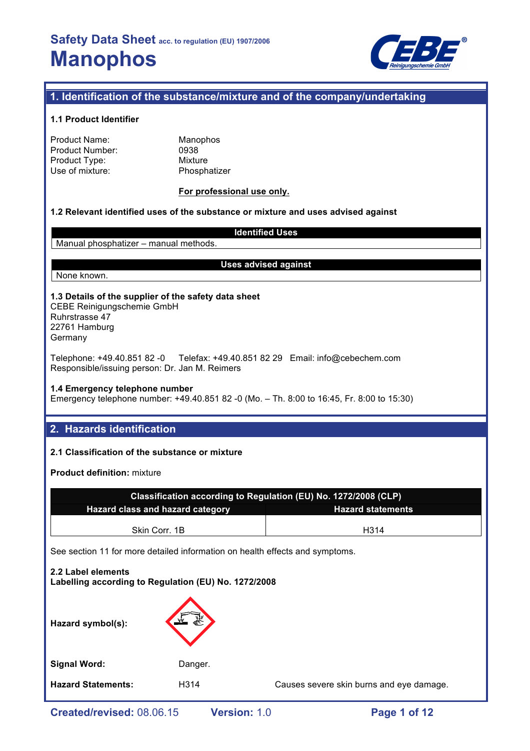# Safety Data Sheet acc. to regulation (EU) 1907/2006

# Manophos

## 1. Identification of the substance/mixture and of the company/undertaking

### 1.1 Product Identifier

| | |
|---|---|
| Product Name: | Manophos |
| Product Number: | 0938 |
| Product Type: | Mixture |
| Use of mixture: | Phosphatizer |

**For professional use only.**

### 1.2 Relevant identified uses of the substance or mixture and uses advised against

| Identified Uses |
|---|
| Manual phosphatizer – manual methods. |

| Uses advised against |
|---|
| None known. |

### 1.3 Details of the supplier of the safety data sheet

CEBE Reinigungschemie GmbH
Ruhrstrasse 47
22761 Hamburg
Germany

Telephone: +49.40.851 82 -0 Telefax: +49.40.851 82 29 Email: info@cebechem.com
Responsible/issuing person: Dr. Jan M. Reimers

### 1.4 Emergency telephone number

Emergency telephone number: +49.40.851 82 -0 (Mo. – Th. 8:00 to 16:45, Fr. 8:00 to 15:30)

## 2. Hazards identification

### 2.1 Classification of the substance or mixture

**Product definition:** mixture

| Classification according to Regulation (EU) No. 1272/2008 (CLP) | |
|---|---|
| **Hazard class and hazard category** | **Hazard statements** |
| Skin Corr. 1B | H314 |

See section 11 for more detailed information on health effects and symptoms.

### 2.2 Label elements

**Labelling according to Regulation (EU) No. 1272/2008**

**Hazard symbol(s):**

**Signal Word:** Danger.

**Hazard Statements:** H314 Causes severe skin burns and eye damage.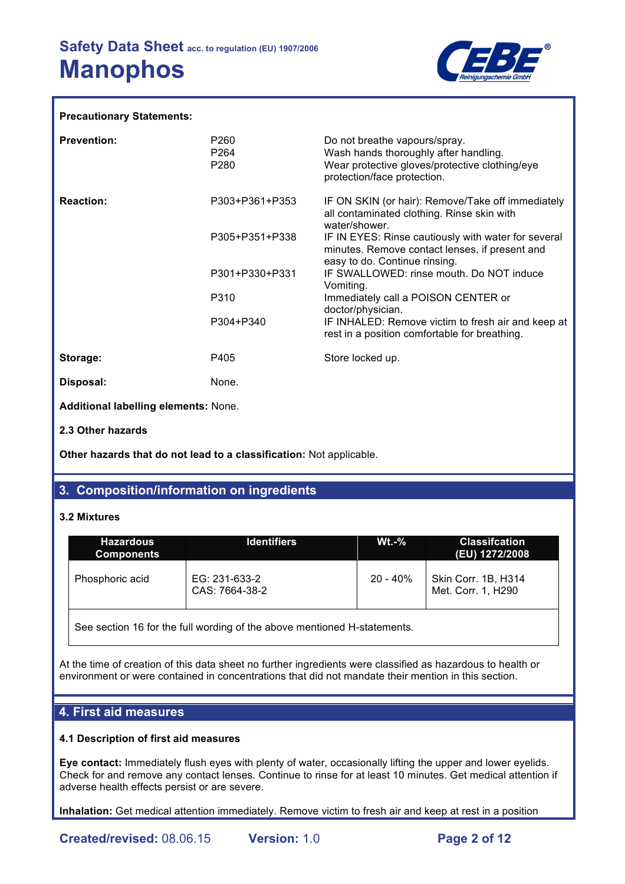**Precautionary Statements:**

| | | |
|---|---|---|
| **Prevention:** | P260<br>P264<br>P280 | Do not breathe vapours/spray.<br>Wash hands thoroughly after handling.<br>Wear protective gloves/protective clothing/eye protection/face protection. |
| **Reaction:** | P303+P361+P353 | IF ON SKIN (or hair): Remove/Take off immediately all contaminated clothing. Rinse skin with water/shower. |
| | P305+P351+P338 | IF IN EYES: Rinse cautiously with water for several minutes. Remove contact lenses, if present and easy to do. Continue rinsing. |
| | P301+P330+P331 | IF SWALLOWED: rinse mouth. Do NOT induce Vomiting. |
| | P310 | Immediately call a POISON CENTER or doctor/physician. |
| | P304+P340 | IF INHALED: Remove victim to fresh air and keep at rest in a position comfortable for breathing. |
| **Storage:** | P405 | Store locked up. |
| **Disposal:** | None. | |

**Additional labelling elements:** None.

**2.3 Other hazards**

**Other hazards that do not lead to a classification:** Not applicable.

## 3. Composition/information on ingredients

**3.2 Mixtures**

| Hazardous Components | Identifiers | Wt.-% | Classifcation (EU) 1272/2008 |
|---|---|---|---|
| Phosphoric acid | EG: 231-633-2<br>CAS: 7664-38-2 | 20 - 40% | Skin Corr. 1B, H314<br>Met. Corr. 1, H290 |
| See section 16 for the full wording of the above mentioned H-statements. | | | |

At the time of creation of this data sheet no further ingredients were classified as hazardous to health or environment or were contained in concentrations that did not mandate their mention in this section.

## 4. First aid measures

**4.1 Description of first aid measures**

**Eye contact:** Immediately flush eyes with plenty of water, occasionally lifting the upper and lower eyelids. Check for and remove any contact lenses. Continue to rinse for at least 10 minutes. Get medical attention if adverse health effects persist or are severe.

**Inhalation:** Get medical attention immediately. Remove victim to fresh air and keep at rest in a position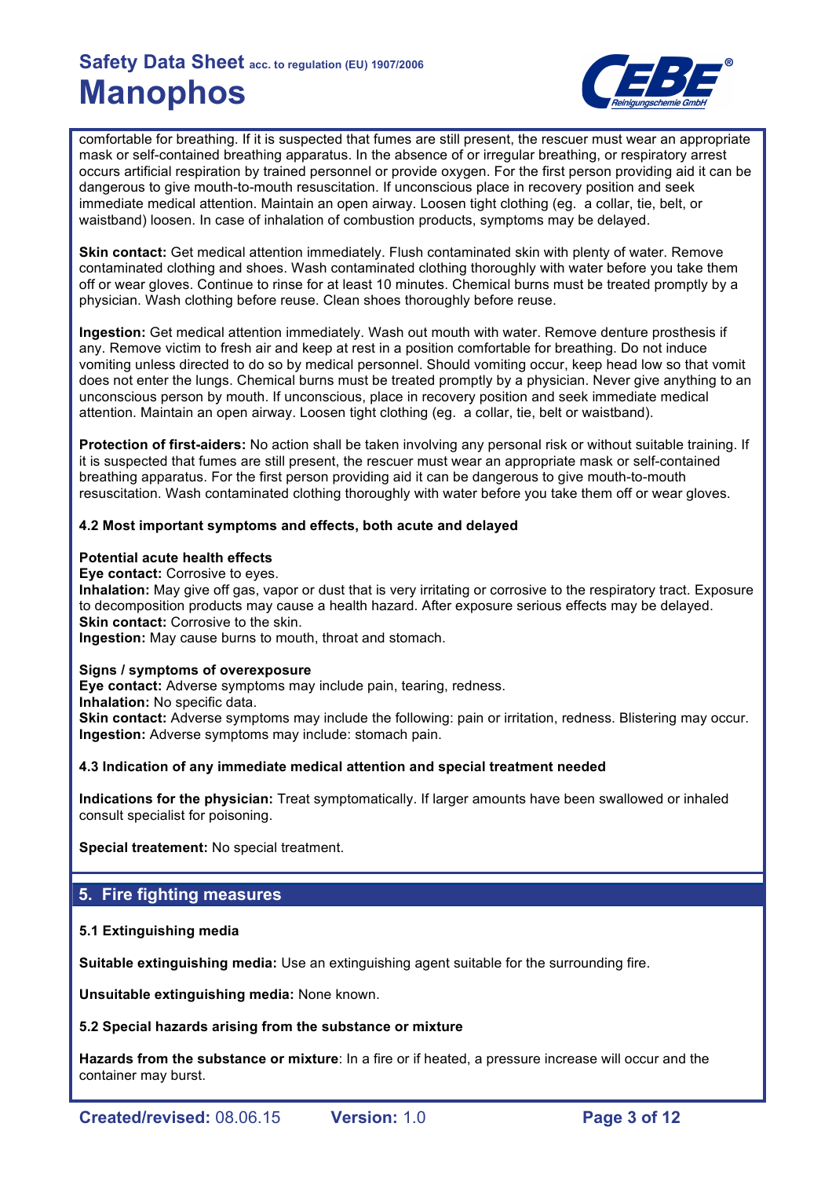comfortable for breathing. If it is suspected that fumes are still present, the rescuer must wear an appropriate mask or self-contained breathing apparatus. In the absence of or irregular breathing, or respiratory arrest occurs artificial respiration by trained personnel or provide oxygen. For the first person providing aid it can be dangerous to give mouth-to-mouth resuscitation. If unconscious place in recovery position and seek immediate medical attention. Maintain an open airway. Loosen tight clothing (eg. a collar, tie, belt, or waistband) loosen. In case of inhalation of combustion products, symptoms may be delayed.

**Skin contact:** Get medical attention immediately. Flush contaminated skin with plenty of water. Remove contaminated clothing and shoes. Wash contaminated clothing thoroughly with water before you take them off or wear gloves. Continue to rinse for at least 10 minutes. Chemical burns must be treated promptly by a physician. Wash clothing before reuse. Clean shoes thoroughly before reuse.

**Ingestion:** Get medical attention immediately. Wash out mouth with water. Remove denture prosthesis if any. Remove victim to fresh air and keep at rest in a position comfortable for breathing. Do not induce vomiting unless directed to do so by medical personnel. Should vomiting occur, keep head low so that vomit does not enter the lungs. Chemical burns must be treated promptly by a physician. Never give anything to an unconscious person by mouth. If unconscious, place in recovery position and seek immediate medical attention. Maintain an open airway. Loosen tight clothing (eg. a collar, tie, belt or waistband).

**Protection of first-aiders:** No action shall be taken involving any personal risk or without suitable training. If it is suspected that fumes are still present, the rescuer must wear an appropriate mask or self-contained breathing apparatus. For the first person providing aid it can be dangerous to give mouth-to-mouth resuscitation. Wash contaminated clothing thoroughly with water before you take them off or wear gloves.

### 4.2 Most important symptoms and effects, both acute and delayed

**Potential acute health effects**
**Eye contact:** Corrosive to eyes.
**Inhalation:** May give off gas, vapor or dust that is very irritating or corrosive to the respiratory tract. Exposure to decomposition products may cause a health hazard. After exposure serious effects may be delayed.
**Skin contact:** Corrosive to the skin.
**Ingestion:** May cause burns to mouth, throat and stomach.

**Signs / symptoms of overexposure**
**Eye contact:** Adverse symptoms may include pain, tearing, redness.
**Inhalation:** No specific data.
**Skin contact:** Adverse symptoms may include the following: pain or irritation, redness. Blistering may occur.
**Ingestion:** Adverse symptoms may include: stomach pain.

### 4.3 Indication of any immediate medical attention and special treatment needed

**Indications for the physician:** Treat symptomatically. If larger amounts have been swallowed or inhaled consult specialist for poisoning.

**Special treatement:** No special treatment.

## 5. Fire fighting measures

### 5.1 Extinguishing media

**Suitable extinguishing media:** Use an extinguishing agent suitable for the surrounding fire.

**Unsuitable extinguishing media:** None known.

### 5.2 Special hazards arising from the substance or mixture

**Hazards from the substance or mixture**: In a fire or if heated, a pressure increase will occur and the container may burst.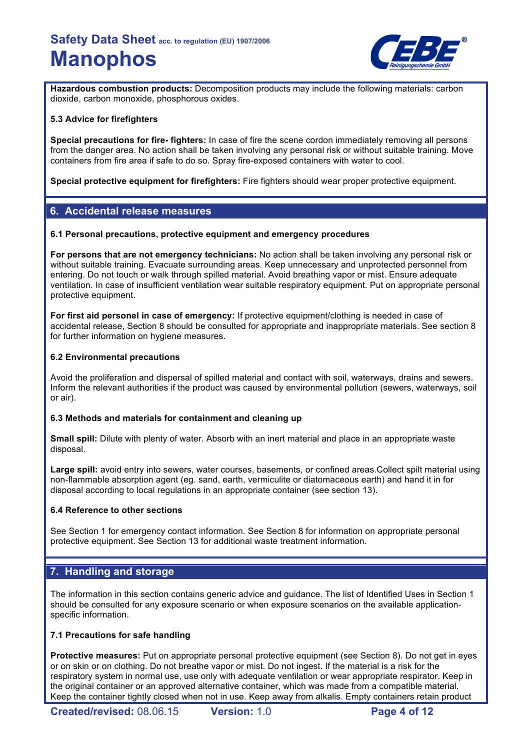**Hazardous combustion products:** Decomposition products may include the following materials: carbon dioxide, carbon monoxide, phosphorous oxides.

### 5.3 Advice for firefighters

**Special precautions for fire- fighters:** In case of fire the scene cordon immediately removing all persons from the danger area. No action shall be taken involving any personal risk or without suitable training. Move containers from fire area if safe to do so. Spray fire-exposed containers with water to cool.

**Special protective equipment for firefighters:** Fire fighters should wear proper protective equipment.

## 6. Accidental release measures

### 6.1 Personal precautions, protective equipment and emergency procedures

**For persons that are not emergency technicians:** No action shall be taken involving any personal risk or without suitable training. Evacuate surrounding areas. Keep unnecessary and unprotected personnel from entering. Do not touch or walk through spilled material. Avoid breathing vapor or mist. Ensure adequate ventilation. In case of insufficient ventilation wear suitable respiratory equipment. Put on appropriate personal protective equipment.

**For first aid personel in case of emergency:** If protective equipment/clothing is needed in case of accidental release, Section 8 should be consulted for appropriate and inappropriate materials. See section 8 for further information on hygiene measures.

### 6.2 Environmental precautions

Avoid the proliferation and dispersal of spilled material and contact with soil, waterways, drains and sewers. Inform the relevant authorities if the product was caused by environmental pollution (sewers, waterways, soil or air).

### 6.3 Methods and materials for containment and cleaning up

**Small spill:** Dilute with plenty of water. Absorb with an inert material and place in an appropriate waste disposal.

**Large spill:** avoid entry into sewers, water courses, basements, or confined areas.Collect spilt material using non-flammable absorption agent (eg. sand, earth, vermiculite or diatomaceous earth) and hand it in for disposal according to local regulations in an appropriate container (see section 13).

### 6.4 Reference to other sections

See Section 1 for emergency contact information. See Section 8 for information on appropriate personal protective equipment. See Section 13 for additional waste treatment information.

## 7. Handling and storage

The information in this section contains generic advice and guidance. The list of Identified Uses in Section 1 should be consulted for any exposure scenario or when exposure scenarios on the available application-specific information.

### 7.1 Precautions for safe handling

**Protective measures:** Put on appropriate personal protective equipment (see Section 8). Do not get in eyes or on skin or on clothing. Do not breathe vapor or mist. Do not ingest. If the material is a risk for the respiratory system in normal use, use only with adequate ventilation or wear appropriate respirator. Keep in the original container or an approved alternative container, which was made from a compatible material. Keep the container tightly closed when not in use. Keep away from alkalis. Empty containers retain product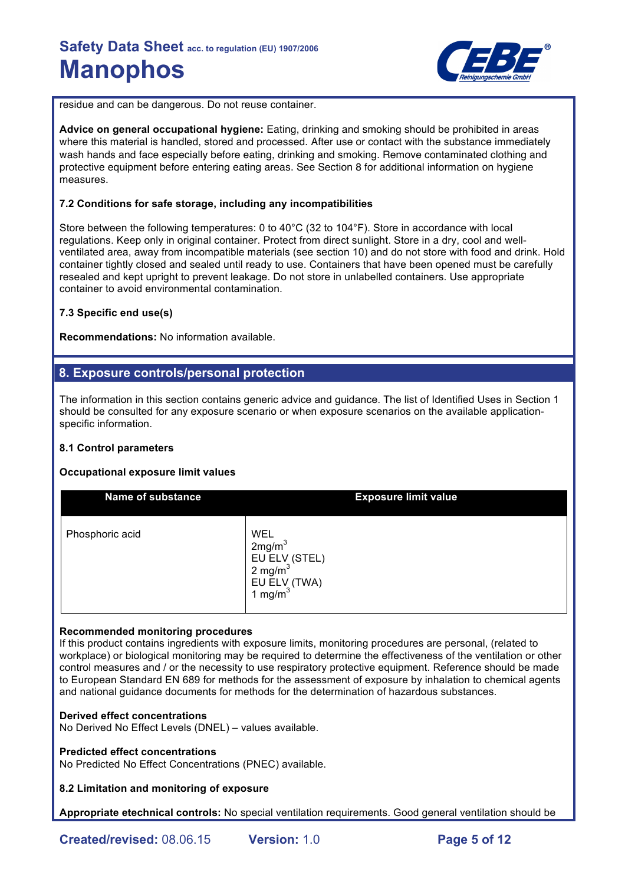residue and can be dangerous. Do not reuse container.

**Advice on general occupational hygiene:** Eating, drinking and smoking should be prohibited in areas where this material is handled, stored and processed. After use or contact with the substance immediately wash hands and face especially before eating, drinking and smoking. Remove contaminated clothing and protective equipment before entering eating areas. See Section 8 for additional information on hygiene measures.

**7.2 Conditions for safe storage, including any incompatibilities**

Store between the following temperatures: 0 to 40°C (32 to 104°F). Store in accordance with local regulations. Keep only in original container. Protect from direct sunlight. Store in a dry, cool and well-ventilated area, away from incompatible materials (see section 10) and do not store with food and drink. Hold container tightly closed and sealed until ready to use. Containers that have been opened must be carefully resealed and kept upright to prevent leakage. Do not store in unlabelled containers. Use appropriate container to avoid environmental contamination.

**7.3 Specific end use(s)**

**Recommendations:** No information available.

## 8. Exposure controls/personal protection

The information in this section contains generic advice and guidance. The list of Identified Uses in Section 1 should be consulted for any exposure scenario or when exposure scenarios on the available application-specific information.

**8.1 Control parameters**

**Occupational exposure limit values**

| Name of substance | Exposure limit value |
|---|---|
| Phosphoric acid | WEL<br>2mg/$m^3$<br>EU ELV (STEL)<br>2 mg/$m^3$<br>EU ELV (TWA)<br>1 mg/$m^3$ |

**Recommended monitoring procedures**
If this product contains ingredients with exposure limits, monitoring procedures are personal, (related to workplace) or biological monitoring may be required to determine the effectiveness of the ventilation or other control measures and / or the necessity to use respiratory protective equipment. Reference should be made to European Standard EN 689 for methods for the assessment of exposure by inhalation to chemical agents and national guidance documents for methods for the determination of hazardous substances.

**Derived effect concentrations**
No Derived No Effect Levels (DNEL) – values available.

**Predicted effect concentrations**
No Predicted No Effect Concentrations (PNEC) available.

**8.2 Limitation and monitoring of exposure**

**Appropriate etechnical controls:** No special ventilation requirements. Good general ventilation should be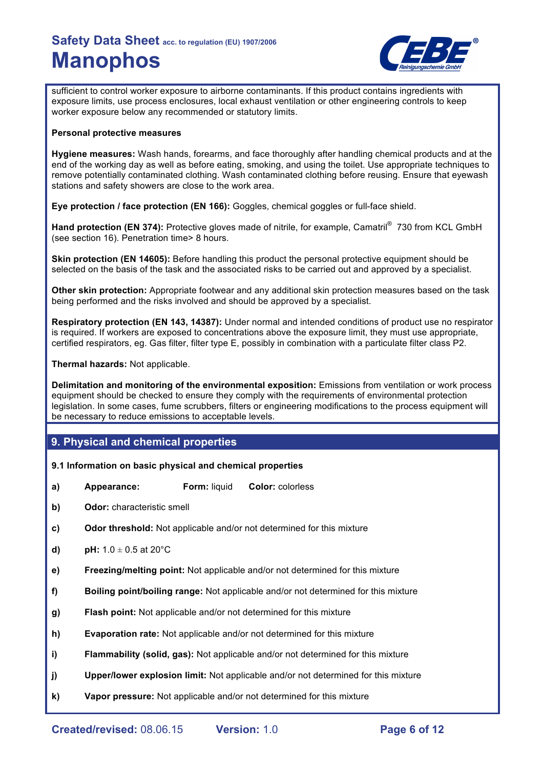sufficient to control worker exposure to airborne contaminants. If this product contains ingredients with exposure limits, use process enclosures, local exhaust ventilation or other engineering controls to keep worker exposure below any recommended or statutory limits.

**Personal protective measures**

**Hygiene measures:** Wash hands, forearms, and face thoroughly after handling chemical products and at the end of the working day as well as before eating, smoking, and using the toilet. Use appropriate techniques to remove potentially contaminated clothing. Wash contaminated clothing before reusing. Ensure that eyewash stations and safety showers are close to the work area.

**Eye protection / face protection (EN 166):** Goggles, chemical goggles or full-face shield.

**Hand protection (EN 374):** Protective gloves made of nitrile, for example, Camatril® 730 from KCL GmbH (see section 16). Penetration time> 8 hours.

**Skin protection (EN 14605):** Before handling this product the personal protective equipment should be selected on the basis of the task and the associated risks to be carried out and approved by a specialist.

**Other skin protection:** Appropriate footwear and any additional skin protection measures based on the task being performed and the risks involved and should be approved by a specialist.

**Respiratory protection (EN 143, 14387):** Under normal and intended conditions of product use no respirator is required. If workers are exposed to concentrations above the exposure limit, they must use appropriate, certified respirators, eg. Gas filter, filter type E, possibly in combination with a particulate filter class P2.

**Thermal hazards:** Not applicable.

**Delimitation and monitoring of the environmental exposition:** Emissions from ventilation or work process equipment should be checked to ensure they comply with the requirements of environmental protection legislation. In some cases, fume scrubbers, filters or engineering modifications to the process equipment will be necessary to reduce emissions to acceptable levels.

## 9. Physical and chemical properties

**9.1 Information on basic physical and chemical properties**

**a)** **Appearance:** **Form:** liquid **Color:** colorless

**b)** **Odor:** characteristic smell

**c)** **Odor threshold:** Not applicable and/or not determined for this mixture

**d)** **pH:** 1.0 ± 0.5 at 20°C

**e)** **Freezing/melting point:** Not applicable and/or not determined for this mixture

**f)** **Boiling point/boiling range:** Not applicable and/or not determined for this mixture

**g)** **Flash point:** Not applicable and/or not determined for this mixture

**h)** **Evaporation rate:** Not applicable and/or not determined for this mixture

**i)** **Flammability (solid, gas):** Not applicable and/or not determined for this mixture

**j)** **Upper/lower explosion limit:** Not applicable and/or not determined for this mixture

**k)** **Vapor pressure:** Not applicable and/or not determined for this mixture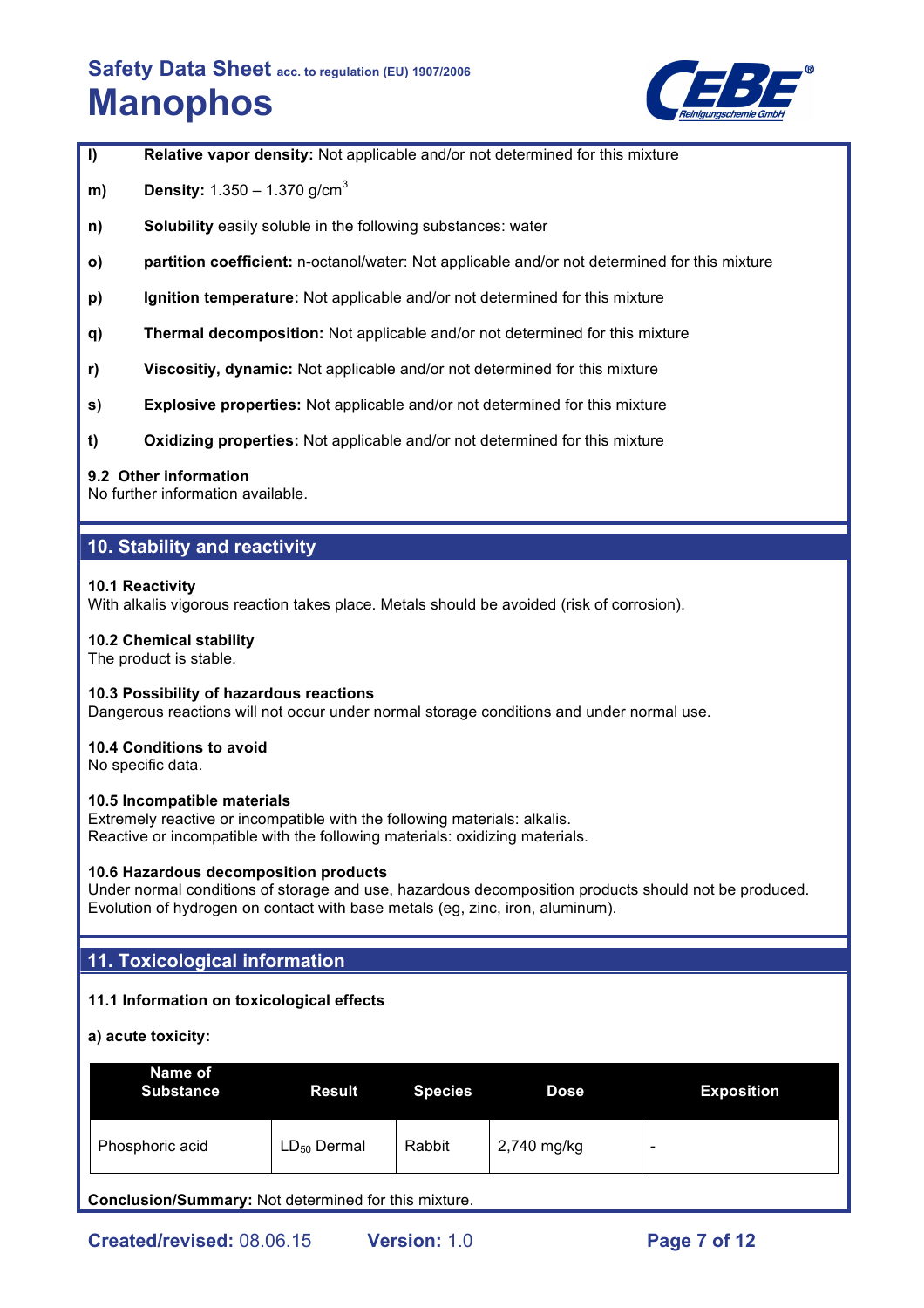**l)** **Relative vapor density:** Not applicable and/or not determined for this mixture

**m)** **Density:** 1.350 – 1.370 g/cm$^3$

**n)** **Solubility** easily soluble in the following substances: water

**o)** **partition coefficient:** n-octanol/water: Not applicable and/or not determined for this mixture

**p)** **Ignition temperature:** Not applicable and/or not determined for this mixture

**q)** **Thermal decomposition:** Not applicable and/or not determined for this mixture

**r)** **Viscositiy, dynamic:** Not applicable and/or not determined for this mixture

**s)** **Explosive properties:** Not applicable and/or not determined for this mixture

**t)** **Oxidizing properties:** Not applicable and/or not determined for this mixture

### 9.2 Other information

No further information available.

## 10. Stability and reactivity

### 10.1 Reactivity

With alkalis vigorous reaction takes place. Metals should be avoided (risk of corrosion).

### 10.2 Chemical stability

The product is stable.

### 10.3 Possibility of hazardous reactions

Dangerous reactions will not occur under normal storage conditions and under normal use.

### 10.4 Conditions to avoid

No specific data.

### 10.5 Incompatible materials

Extremely reactive or incompatible with the following materials: alkalis.
Reactive or incompatible with the following materials: oxidizing materials.

### 10.6 Hazardous decomposition products

Under normal conditions of storage and use, hazardous decomposition products should not be produced.
Evolution of hydrogen on contact with base metals (eg, zinc, iron, aluminum).

## 11. Toxicological information

### 11.1 Information on toxicological effects

**a) acute toxicity:**

| Name of Substance | Result | Species | Dose | Exposition |
|---|---|---|---|---|
| Phosphoric acid | $LD_{50}$ Dermal | Rabbit | 2,740 mg/kg | - |

**Conclusion/Summary:** Not determined for this mixture.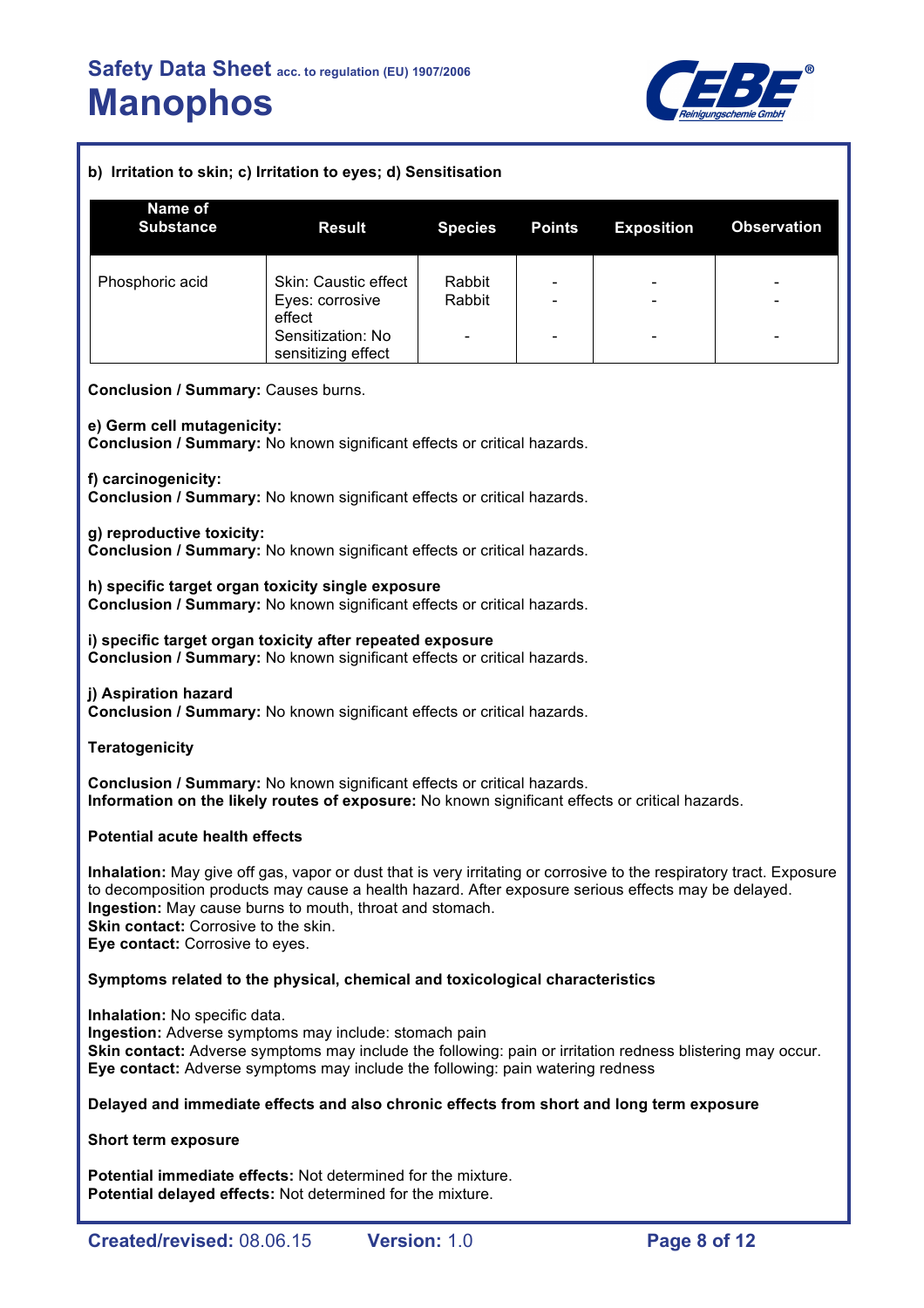**b) Irritation to skin; c) Irritation to eyes; d) Sensitisation**

| Name of Substance | Result | Species | Points | Exposition | Observation |
|---|---|---|---|---|---|
| Phosphoric acid | Skin: Caustic effect<br>Eyes: corrosive effect<br>Sensitization: No sensitizing effect | Rabbit<br>Rabbit<br>- | -<br>-<br>- | -<br>-<br>- | -<br>-<br>- |

**Conclusion / Summary:** Causes burns.

**e) Germ cell mutagenicity:**
**Conclusion / Summary:** No known significant effects or critical hazards.

**f) carcinogenicity:**
**Conclusion / Summary:** No known significant effects or critical hazards.

**g) reproductive toxicity:**
**Conclusion / Summary:** No known significant effects or critical hazards.

**h) specific target organ toxicity single exposure**
**Conclusion / Summary:** No known significant effects or critical hazards.

**i) specific target organ toxicity after repeated exposure**
**Conclusion / Summary:** No known significant effects or critical hazards.

**j) Aspiration hazard**
**Conclusion / Summary:** No known significant effects or critical hazards.

**Teratogenicity**

**Conclusion / Summary:** No known significant effects or critical hazards.
**Information on the likely routes of exposure:** No known significant effects or critical hazards.

**Potential acute health effects**

**Inhalation:** May give off gas, vapor or dust that is very irritating or corrosive to the respiratory tract. Exposure to decomposition products may cause a health hazard. After exposure serious effects may be delayed.
**Ingestion:** May cause burns to mouth, throat and stomach.
**Skin contact:** Corrosive to the skin.
**Eye contact:** Corrosive to eyes.

**Symptoms related to the physical, chemical and toxicological characteristics**

**Inhalation:** No specific data.
**Ingestion:** Adverse symptoms may include: stomach pain
**Skin contact:** Adverse symptoms may include the following: pain or irritation redness blistering may occur.
**Eye contact:** Adverse symptoms may include the following: pain watering redness

**Delayed and immediate effects and also chronic effects from short and long term exposure**

**Short term exposure**

**Potential immediate effects:** Not determined for the mixture.
**Potential delayed effects:** Not determined for the mixture.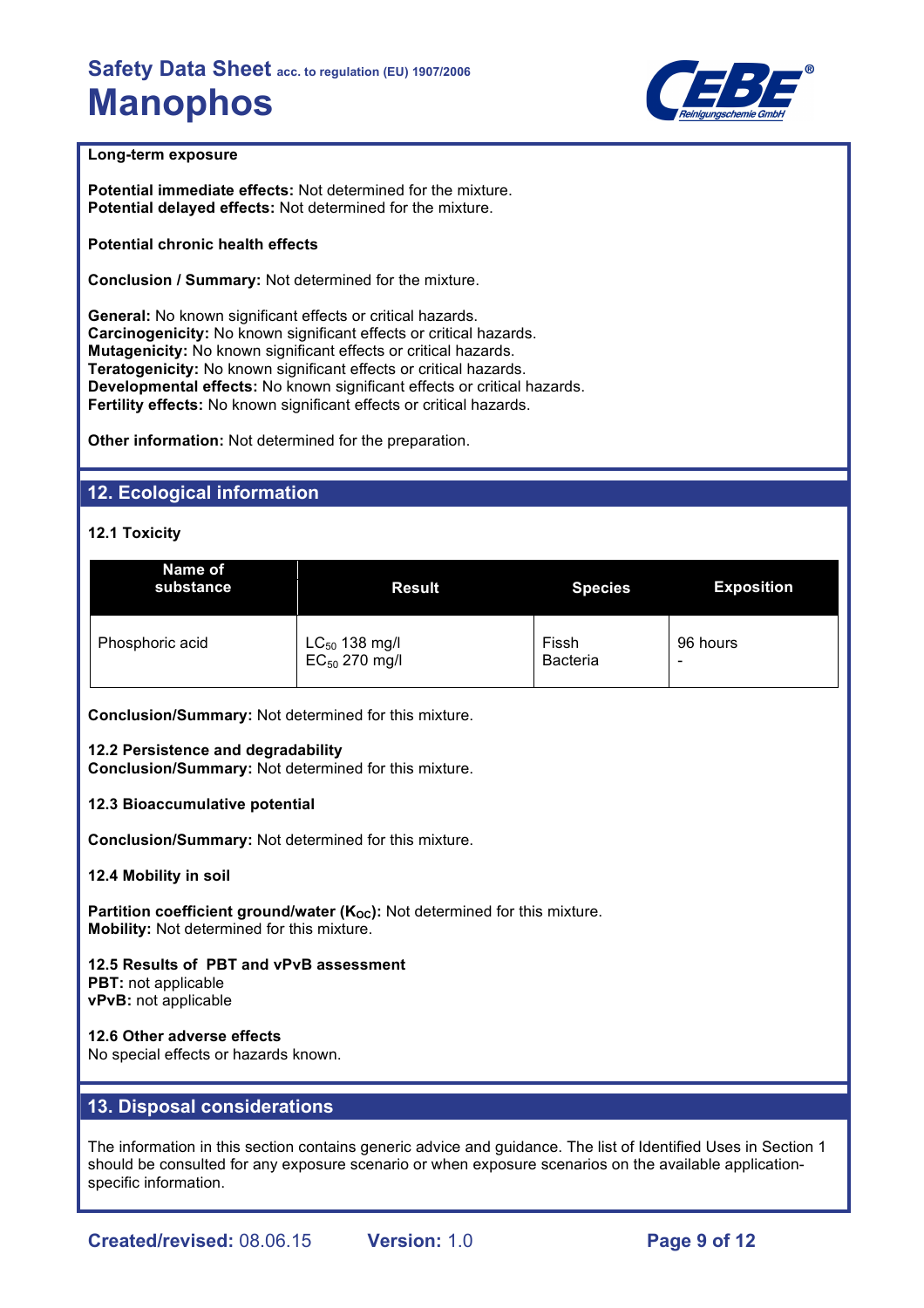**Long-term exposure**

**Potential immediate effects:** Not determined for the mixture.
**Potential delayed effects:** Not determined for the mixture.

**Potential chronic health effects**

**Conclusion / Summary:** Not determined for the mixture.

**General:** No known significant effects or critical hazards.
**Carcinogenicity:** No known significant effects or critical hazards.
**Mutagenicity:** No known significant effects or critical hazards.
**Teratogenicity:** No known significant effects or critical hazards.
**Developmental effects:** No known significant effects or critical hazards.
**Fertility effects:** No known significant effects or critical hazards.

**Other information:** Not determined for the preparation.

## 12. Ecological information

### 12.1 Toxicity

| Name of substance | Result | Species | Exposition |
|---|---|---|---|
| Phosphoric acid | $LC_{50}$ 138 mg/l<br>$EC_{50}$ 270 mg/l | Fissh<br>Bacteria | 96 hours<br>- |

**Conclusion/Summary:** Not determined for this mixture.

**12.2 Persistence and degradability**
**Conclusion/Summary:** Not determined for this mixture.

**12.3 Bioaccumulative potential**

**Conclusion/Summary:** Not determined for this mixture.

**12.4 Mobility in soil**

**Partition coefficient ground/water ($K_{OC}$):** Not determined for this mixture.
**Mobility:** Not determined for this mixture.

**12.5 Results of PBT and vPvB assessment**
**PBT:** not applicable
**vPvB:** not applicable

**12.6 Other adverse effects**
No special effects or hazards known.

## 13. Disposal considerations

The information in this section contains generic advice and guidance. The list of Identified Uses in Section 1 should be consulted for any exposure scenario or when exposure scenarios on the available application-specific information.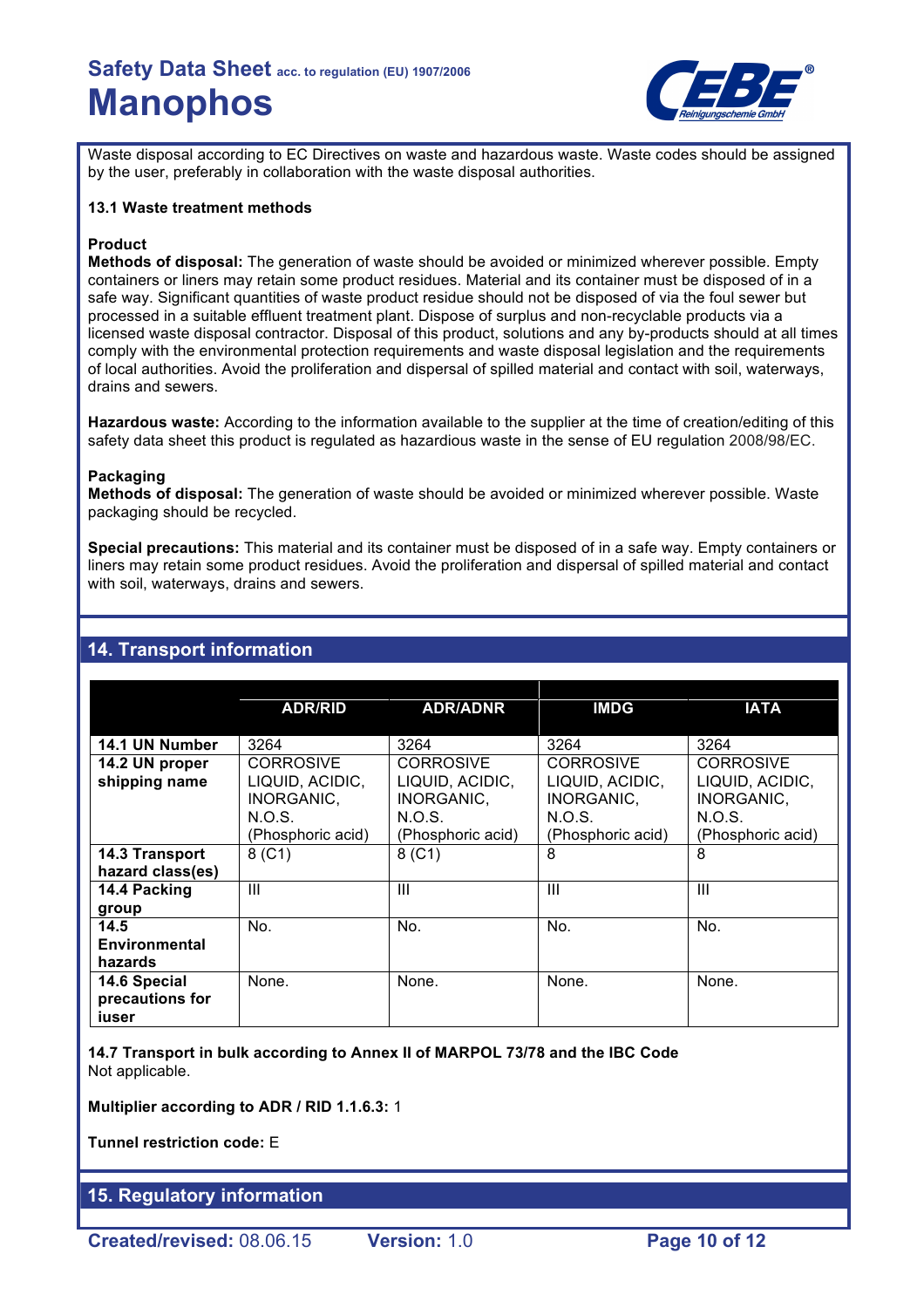Waste disposal according to EC Directives on waste and hazardous waste. Waste codes should be assigned by the user, preferably in collaboration with the waste disposal authorities.

**13.1 Waste treatment methods**

**Product**

**Methods of disposal:** The generation of waste should be avoided or minimized wherever possible. Empty containers or liners may retain some product residues. Material and its container must be disposed of in a safe way. Significant quantities of waste product residue should not be disposed of via the foul sewer but processed in a suitable effluent treatment plant. Dispose of surplus and non-recyclable products via a licensed waste disposal contractor. Disposal of this product, solutions and any by-products should at all times comply with the environmental protection requirements and waste disposal legislation and the requirements of local authorities. Avoid the proliferation and dispersal of spilled material and contact with soil, waterways, drains and sewers.

**Hazardous waste:** According to the information available to the supplier at the time of creation/editing of this safety data sheet this product is regulated as hazardious waste in the sense of EU regulation 2008/98/EC.

**Packaging**

**Methods of disposal:** The generation of waste should be avoided or minimized wherever possible. Waste packaging should be recycled.

**Special precautions:** This material and its container must be disposed of in a safe way. Empty containers or liners may retain some product residues. Avoid the proliferation and dispersal of spilled material and contact with soil, waterways, drains and sewers.

## 14. Transport information

| | ADR/RID | ADR/ADNR | IMDG | IATA |
|---|---|---|---|---|
| **14.1 UN Number** | 3264 | 3264 | 3264 | 3264 |
| **14.2 UN proper shipping name** | CORROSIVE LIQUID, ACIDIC, INORGANIC, N.O.S. (Phosphoric acid) | CORROSIVE LIQUID, ACIDIC, INORGANIC, N.O.S. (Phosphoric acid) | CORROSIVE LIQUID, ACIDIC, INORGANIC, N.O.S. (Phosphoric acid) | CORROSIVE LIQUID, ACIDIC, INORGANIC, N.O.S. (Phosphoric acid) |
| **14.3 Transport hazard class(es)** | 8 (C1) | 8 (C1) | 8 | 8 |
| **14.4 Packing group** | III | III | III | III |
| **14.5 Environmental hazards** | No. | No. | No. | No. |
| **14.6 Special precautions for iuser** | None. | None. | None. | None. |

**14.7 Transport in bulk according to Annex II of MARPOL 73/78 and the IBC Code**
Not applicable.

**Multiplier according to ADR / RID 1.1.6.3:** 1

**Tunnel restriction code:** E

## 15. Regulatory information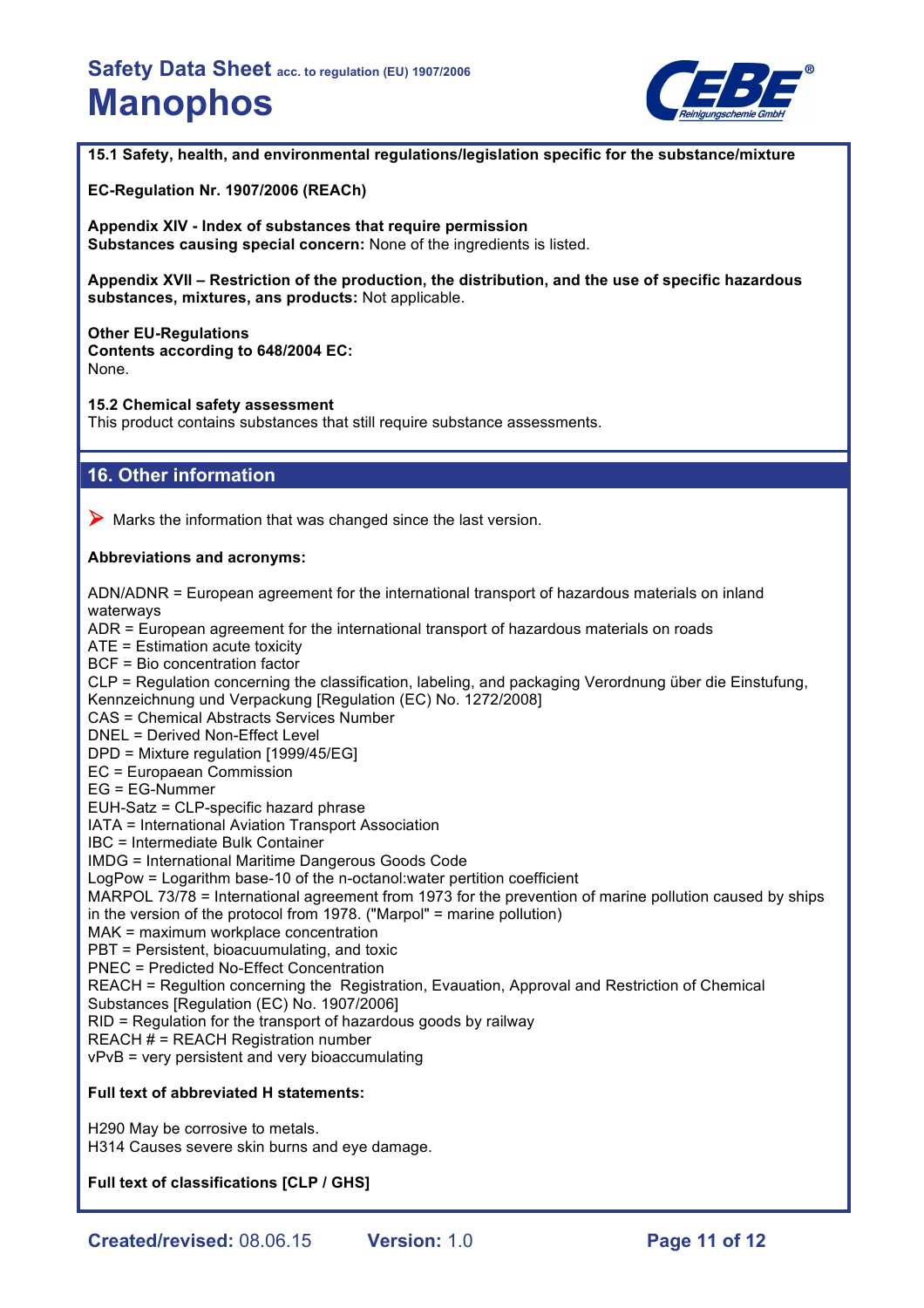**15.1 Safety, health, and environmental regulations/legislation specific for the substance/mixture**

**EC-Regulation Nr. 1907/2006 (REACh)**

**Appendix XIV - Index of substances that require permission**
**Substances causing special concern:** None of the ingredients is listed.

**Appendix XVII – Restriction of the production, the distribution, and the use of specific hazardous substances, mixtures, ans products:** Not applicable.

**Other EU-Regulations**
**Contents according to 648/2004 EC:**
None.

**15.2 Chemical safety assessment**
This product contains substances that still require substance assessments.

## 16. Other information

➤ Marks the information that was changed since the last version.

**Abbreviations and acronyms:**

ADN/ADNR = European agreement for the international transport of hazardous materials on inland waterways
ADR = European agreement for the international transport of hazardous materials on roads
ATE = Estimation acute toxicity
BCF = Bio concentration factor
CLP = Regulation concerning the classification, labeling, and packaging Verordnung über die Einstufung, Kennzeichnung und Verpackung [Regulation (EC) No. 1272/2008]
CAS = Chemical Abstracts Services Number
DNEL = Derived Non-Effect Level
DPD = Mixture regulation [1999/45/EG]
EC = Europaean Commission
EG = EG-Nummer
EUH-Satz = CLP-specific hazard phrase
IATA = International Aviation Transport Association
IBC = Intermediate Bulk Container
IMDG = International Maritime Dangerous Goods Code
LogPow = Logarithm base-10 of the n-octanol:water pertition coefficient
MARPOL 73/78 = International agreement from 1973 for the prevention of marine pollution caused by ships in the version of the protocol from 1978. ("Marpol" = marine pollution)
MAK = maximum workplace concentration
PBT = Persistent, bioacuumulating, and toxic
PNEC = Predicted No-Effect Concentration
REACH = Regultion concerning the Registration, Evauation, Approval and Restriction of Chemical Substances [Regulation (EC) No. 1907/2006]
RID = Regulation for the transport of hazardous goods by railway
REACH # = REACH Registration number
vPvB = very persistent and very bioaccumulating

**Full text of abbreviated H statements:**

H290 May be corrosive to metals.
H314 Causes severe skin burns and eye damage.

**Full text of classifications [CLP / GHS]**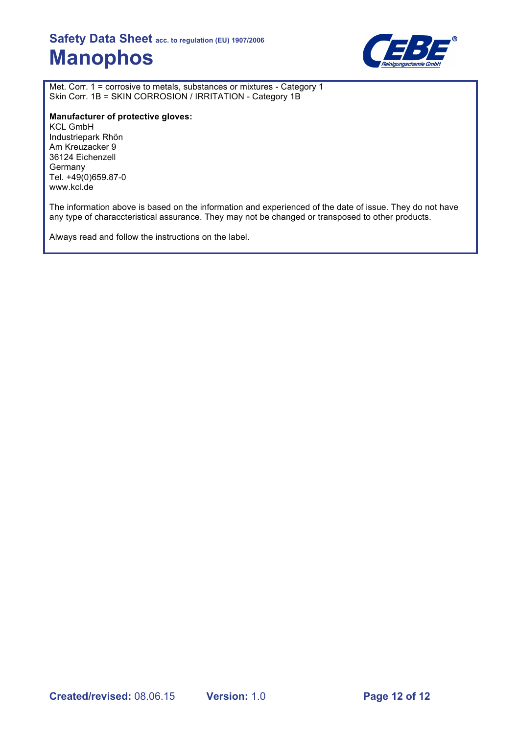Met. Corr. 1 = corrosive to metals, substances or mixtures - Category 1
Skin Corr. 1B = SKIN CORROSION / IRRITATION - Category 1B

**Manufacturer of protective gloves:**
KCL GmbH
Industriepark Rhön
Am Kreuzacker 9
36124 Eichenzell
Germany
Tel. +49(0)659.87-0
www.kcl.de

The information above is based on the information and experienced of the date of issue. They do not have any type of characcteristical assurance. They may not be changed or transposed to other products.

Always read and follow the instructions on the label.